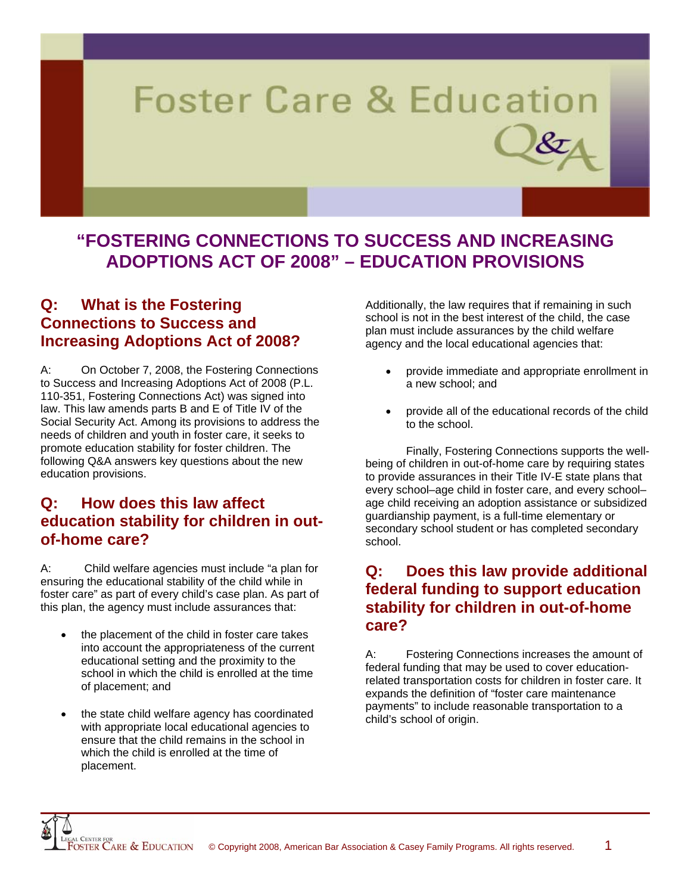# Foster Care & Education Q&A

## "FOSTERING CONNECTIONS TO SUCCESS AND INCREASING ADOPTIONS ACT OF 2008" – EDUCATION PROVISIONS

### Q: What is the Fostering Connections to Success and Increasing Adoptions Act of 2008?

A: On October 7, 2008, the Fostering Connections to Success and Increasing Adoptions Act of 2008 (P.L. 110-351, Fostering Connections Act) was signed into law. This law amends parts B and E of Title IV of the Social Security Act. Among its provisions to address the needs of children and youth in foster care, it seeks to promote education stability for foster children. The following Q&A answers key questions about the new education provisions.

### Q: How does this law affect education stability for children in out-of-home care?

A: Child welfare agencies must include "a plan for ensuring the educational stability of the child while in foster care" as part of every child's case plan. As part of this plan, the agency must include assurances that:

- the placement of the child in foster care takes into account the appropriateness of the current educational setting and the proximity to the school in which the child is enrolled at the time of placement; and
- the state child welfare agency has coordinated with appropriate local educational agencies to ensure that the child remains in the school in which the child is enrolled at the time of placement.

Additionally, the law requires that if remaining in such school is not in the best interest of the child, the case plan must include assurances by the child welfare agency and the local educational agencies that:

- provide immediate and appropriate enrollment in a new school; and
- provide all of the educational records of the child to the school.

Finally, Fostering Connections supports the well-being of children in out-of-home care by requiring states to provide assurances in their Title IV-E state plans that every school–age child in foster care, and every school–age child receiving an adoption assistance or subsidized guardianship payment, is a full-time elementary or secondary school student or has completed secondary school.

### Q: Does this law provide additional federal funding to support education stability for children in out-of-home care?

A: Fostering Connections increases the amount of federal funding that may be used to cover education-related transportation costs for children in foster care. It expands the definition of "foster care maintenance payments" to include reasonable transportation to a child's school of origin.

Legal Center for Foster Care & Education © Copyright 2008, American Bar Association & Casey Family Programs. All rights reserved.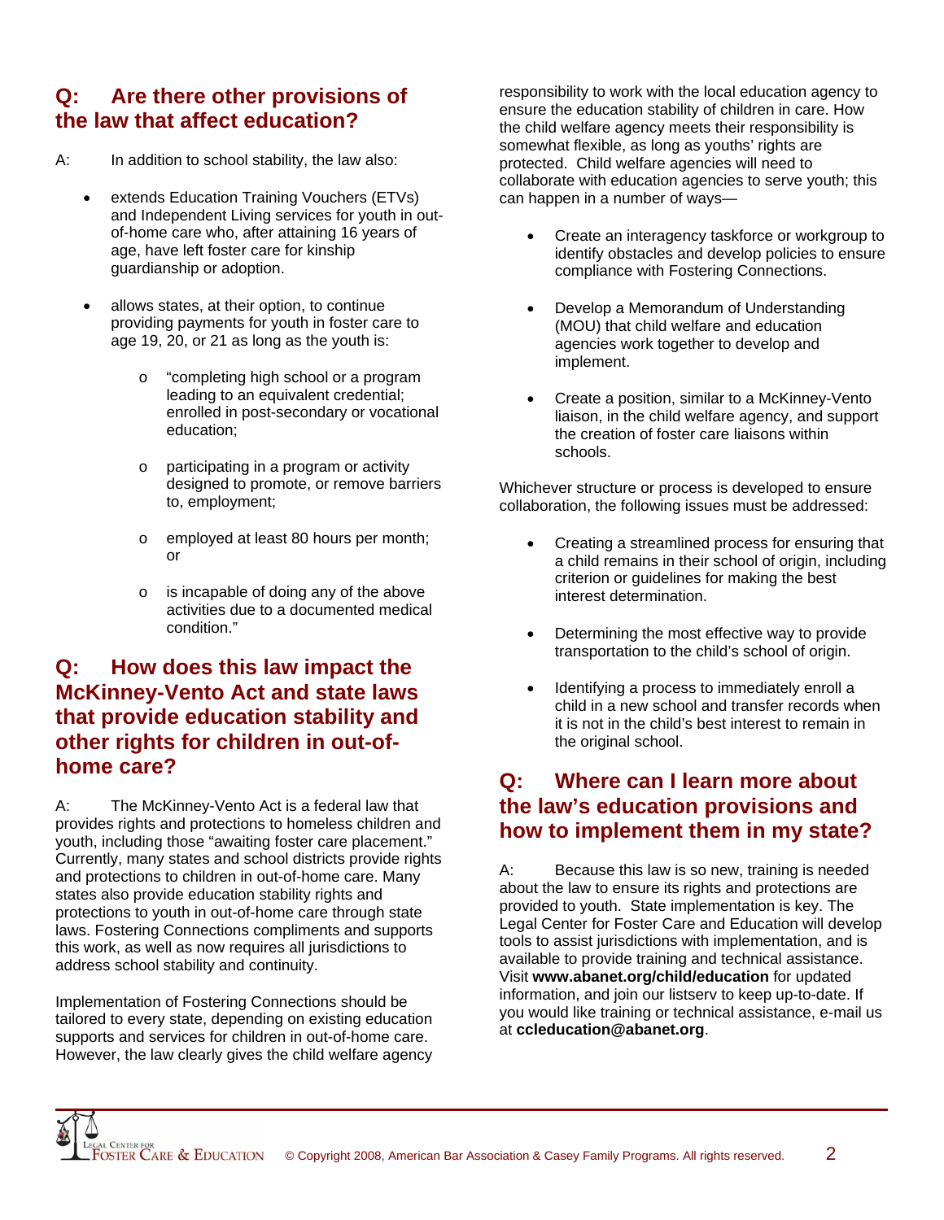## Q: Are there other provisions of the law that affect education?

A: In addition to school stability, the law also:

- extends Education Training Vouchers (ETVs) and Independent Living services for youth in out-of-home care who, after attaining 16 years of age, have left foster care for kinship guardianship or adoption.
- allows states, at their option, to continue providing payments for youth in foster care to age 19, 20, or 21 as long as the youth is:
  - "completing high school or a program leading to an equivalent credential; enrolled in post-secondary or vocational education;
  - participating in a program or activity designed to promote, or remove barriers to, employment;
  - employed at least 80 hours per month; or
  - is incapable of doing any of the above activities due to a documented medical condition."

## Q: How does this law impact the McKinney-Vento Act and state laws that provide education stability and other rights for children in out-of-home care?

A: The McKinney-Vento Act is a federal law that provides rights and protections to homeless children and youth, including those "awaiting foster care placement." Currently, many states and school districts provide rights and protections to children in out-of-home care. Many states also provide education stability rights and protections to youth in out-of-home care through state laws. Fostering Connections compliments and supports this work, as well as now requires all jurisdictions to address school stability and continuity.

Implementation of Fostering Connections should be tailored to every state, depending on existing education supports and services for children in out-of-home care. However, the law clearly gives the child welfare agency responsibility to work with the local education agency to ensure the education stability of children in care. How the child welfare agency meets their responsibility is somewhat flexible, as long as youths' rights are protected. Child welfare agencies will need to collaborate with education agencies to serve youth; this can happen in a number of ways—

- Create an interagency taskforce or workgroup to identify obstacles and develop policies to ensure compliance with Fostering Connections.
- Develop a Memorandum of Understanding (MOU) that child welfare and education agencies work together to develop and implement.
- Create a position, similar to a McKinney-Vento liaison, in the child welfare agency, and support the creation of foster care liaisons within schools.

Whichever structure or process is developed to ensure collaboration, the following issues must be addressed:

- Creating a streamlined process for ensuring that a child remains in their school of origin, including criterion or guidelines for making the best interest determination.
- Determining the most effective way to provide transportation to the child's school of origin.
- Identifying a process to immediately enroll a child in a new school and transfer records when it is not in the child's best interest to remain in the original school.

## Q: Where can I learn more about the law's education provisions and how to implement them in my state?

A: Because this law is so new, training is needed about the law to ensure its rights and protections are provided to youth. State implementation is key. The Legal Center for Foster Care and Education will develop tools to assist jurisdictions with implementation, and is available to provide training and technical assistance. Visit **www.abanet.org/child/education** for updated information, and join our listserv to keep up-to-date. If you would like training or technical assistance, e-mail us at **ccleducation@abanet.org**.

© Copyright 2008, American Bar Association & Casey Family Programs. All rights reserved.